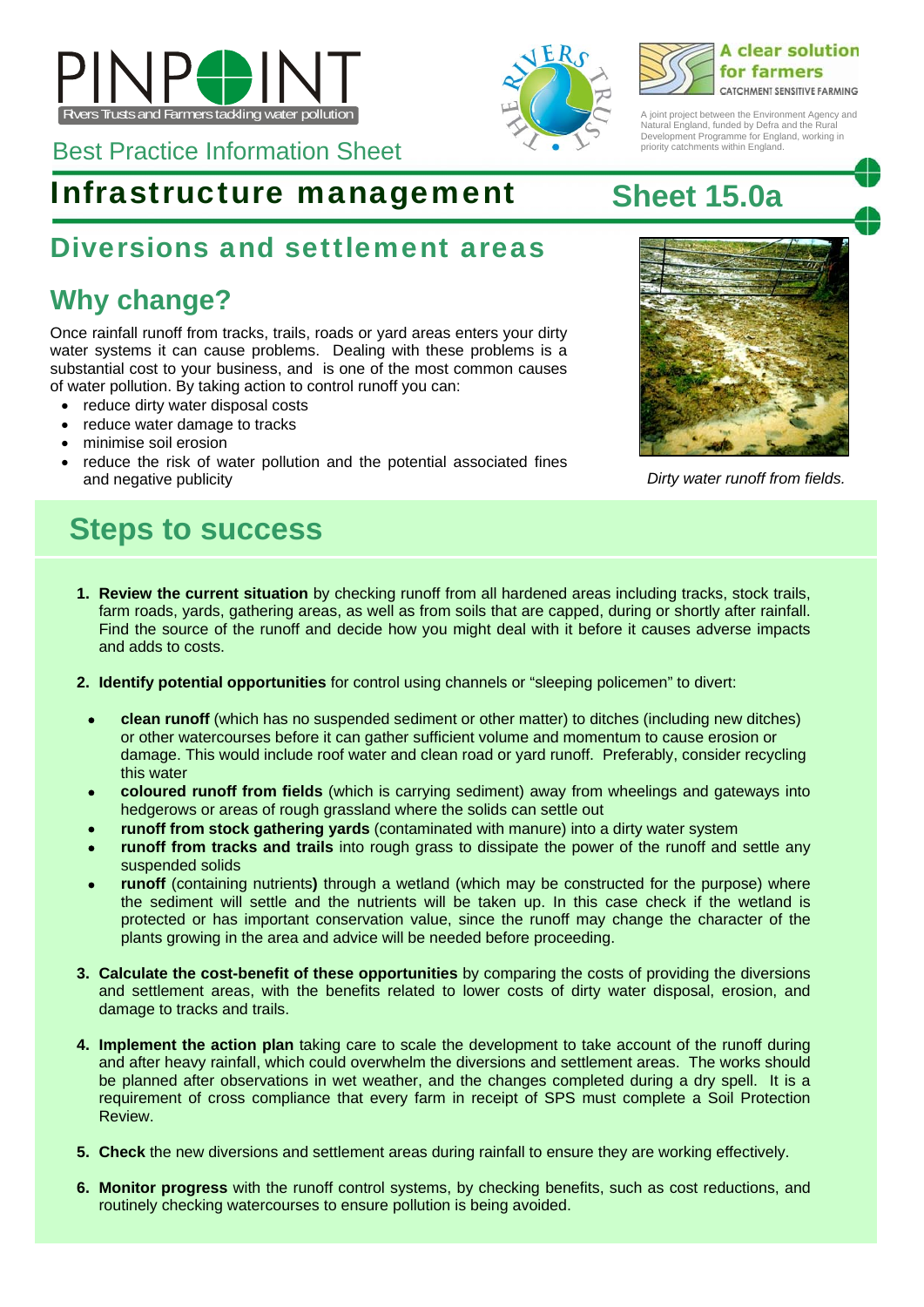PINPOINT

Rivers Trusts and Farmers tackling water pollution

Best Practice Information Sheet

A clear solution for farmers

CATCHMENT SENSITIVE FARMING

A joint project between the Environment Agency and Natural England, funded by Defra and the Rural Development Programme for England, working in priority catchments within England.

# Infrastructure management

# Sheet 15.0a

## Diversions and settlement areas

## Why change?

Once rainfall runoff from tracks, trails, roads or yard areas enters your dirty water systems it can cause problems. Dealing with these problems is a substantial cost to your business, and is one of the most common causes of water pollution. By taking action to control runoff you can:

- reduce dirty water disposal costs
- reduce water damage to tracks
- minimise soil erosion
- reduce the risk of water pollution and the potential associated fines and negative publicity

*Dirty water runoff from fields.*

## Steps to success

1. **Review the current situation** by checking runoff from all hardened areas including tracks, stock trails, farm roads, yards, gathering areas, as well as from soils that are capped, during or shortly after rainfall. Find the source of the runoff and decide how you might deal with it before it causes adverse impacts and adds to costs.

2. **Identify potential opportunities** for control using channels or "sleeping policemen" to divert:

   - **clean runoff** (which has no suspended sediment or other matter) to ditches (including new ditches) or other watercourses before it can gather sufficient volume and momentum to cause erosion or damage. This would include roof water and clean road or yard runoff. Preferably, consider recycling this water
   - **coloured runoff from fields** (which is carrying sediment) away from wheelings and gateways into hedgerows or areas of rough grassland where the solids can settle out
   - **runoff from stock gathering yards** (contaminated with manure) into a dirty water system
   - **runoff from tracks and trails** into rough grass to dissipate the power of the runoff and settle any suspended solids
   - **runoff** (containing nutrients**)** through a wetland (which may be constructed for the purpose) where the sediment will settle and the nutrients will be taken up. In this case check if the wetland is protected or has important conservation value, since the runoff may change the character of the plants growing in the area and advice will be needed before proceeding.

3. **Calculate the cost-benefit of these opportunities** by comparing the costs of providing the diversions and settlement areas, with the benefits related to lower costs of dirty water disposal, erosion, and damage to tracks and trails.

4. **Implement the action plan** taking care to scale the development to take account of the runoff during and after heavy rainfall, which could overwhelm the diversions and settlement areas. The works should be planned after observations in wet weather, and the changes completed during a dry spell. It is a requirement of cross compliance that every farm in receipt of SPS must complete a Soil Protection Review.

5. **Check** the new diversions and settlement areas during rainfall to ensure they are working effectively.

6. **Monitor progress** with the runoff control systems, by checking benefits, such as cost reductions, and routinely checking watercourses to ensure pollution is being avoided.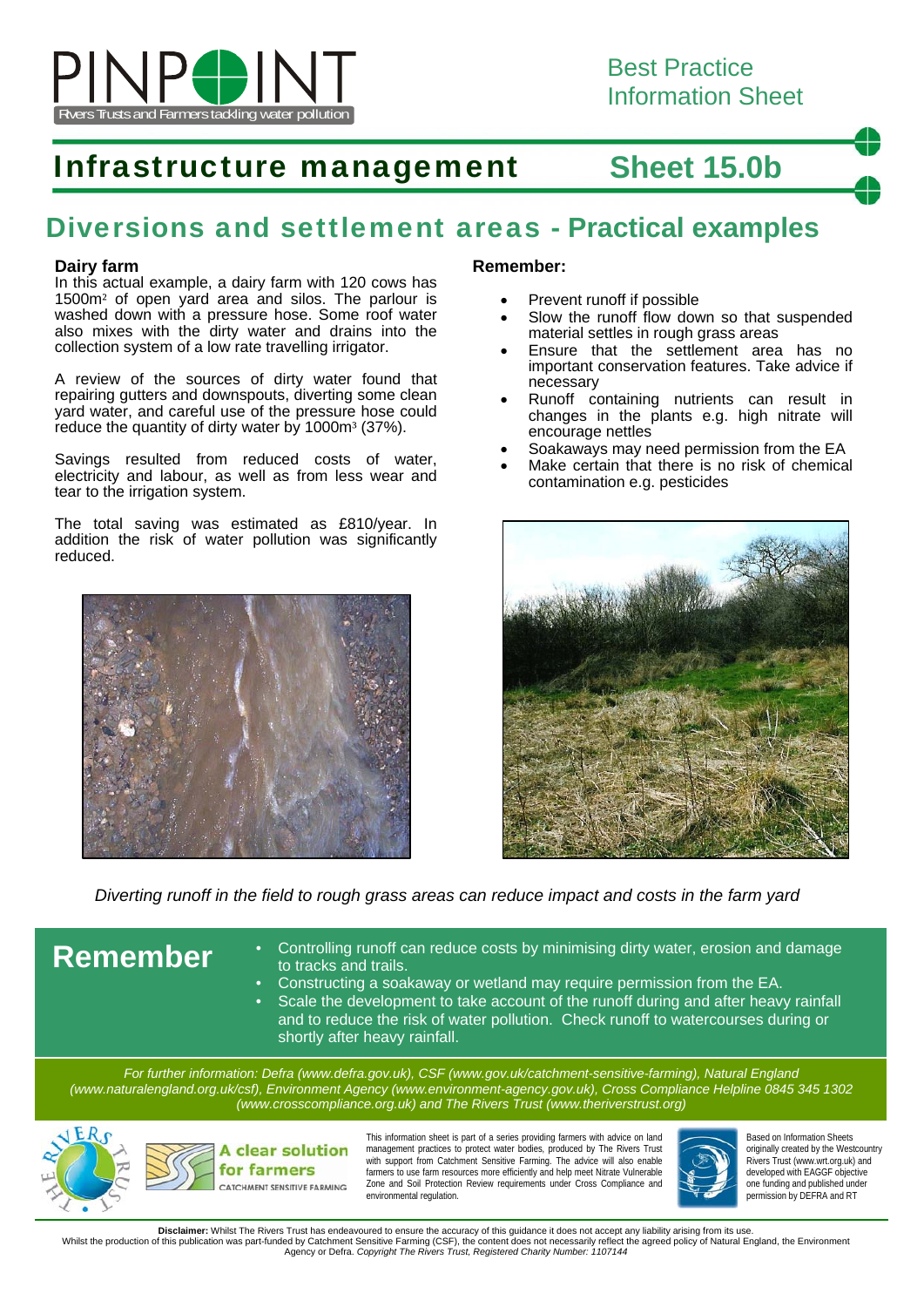PINPOINT

Rivers Trusts and Farmers tackling water pollution

Best Practice Information Sheet

# Infrastructure management

## Sheet 15.0b

## Diversions and settlement areas - Practical examples

### Dairy farm

In this actual example, a dairy farm with 120 cows has $1500m^2$ of open yard area and silos. The parlour is washed down with a pressure hose. Some roof water also mixes with the dirty water and drains into the collection system of a low rate travelling irrigator.

A review of the sources of dirty water found that repairing gutters and downspouts, diverting some clean yard water, and careful use of the pressure hose could reduce the quantity of dirty water by $1000m^3$ (37%).

Savings resulted from reduced costs of water, electricity and labour, as well as from less wear and tear to the irrigation system.

The total saving was estimated as £810/year. In addition the risk of water pollution was significantly reduced.

### Remember:

- Prevent runoff if possible
- Slow the runoff flow down so that suspended material settles in rough grass areas
- Ensure that the settlement area has no important conservation features. Take advice if necessary
- Runoff containing nutrients can result in changes in the plants e.g. high nitrate will encourage nettles
- Soakaways may need permission from the EA
- Make certain that there is no risk of chemical contamination e.g. pesticides

*Diverting runoff in the field to rough grass areas can reduce impact and costs in the farm yard*

## Remember

- Controlling runoff can reduce costs by minimising dirty water, erosion and damage to tracks and trails.
- Constructing a soakaway or wetland may require permission from the EA.
- Scale the development to take account of the runoff during and after heavy rainfall and to reduce the risk of water pollution. Check runoff to watercourses during or shortly after heavy rainfall.

*For further information: Defra (www.defra.gov.uk), CSF (www.gov.uk/catchment-sensitive-farming), Natural England (www.naturalengland.org.uk/csf), Environment Agency (www.environment-agency.gov.uk), Cross Compliance Helpline 0845 345 1302 (www.crosscompliance.org.uk) and The Rivers Trust (www.theriverstrust.org)*

A clear solution for farmers — CATCHMENT SENSITIVE FARMING

This information sheet is part of a series providing farmers with advice on land management practices to protect water bodies, produced by The Rivers Trust with support from Catchment Sensitive Farming. The advice will also enable farmers to use farm resources more efficiently and help meet Nitrate Vulnerable Zone and Soil Protection Review requirements under Cross Compliance and environmental regulation.

Based on Information Sheets originally created by the Westcountry Rivers Trust (www.wrt.org.uk) and developed with EAGGF objective one funding and published under permission by DEFRA and RT

**Disclaimer:** Whilst The Rivers Trust has endeavoured to ensure the accuracy of this guidance it does not accept any liability arising from its use.
Whilst the production of this publication was part-funded by Catchment Sensitive Farming (CSF), the content does not necessarily reflect the agreed policy of Natural England, the Environment Agency or Defra. *Copyright The Rivers Trust, Registered Charity Number: 1107144*